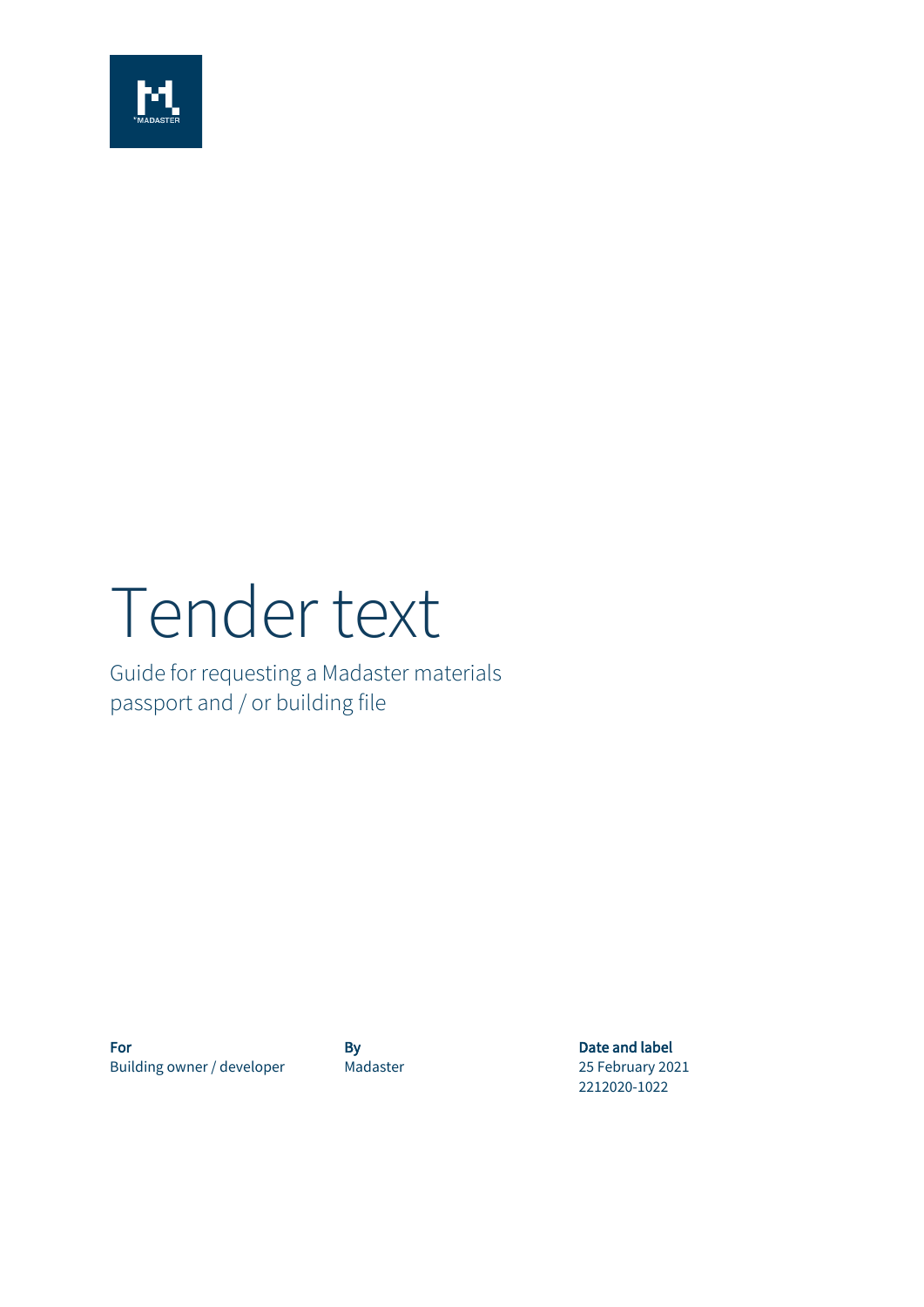# Tender text

Guide for requesting a Madaster materials passport and / or building file

**For**
Building owner / developer

**By**
Madaster

**Date and label**
25 February 2021
2212020-1022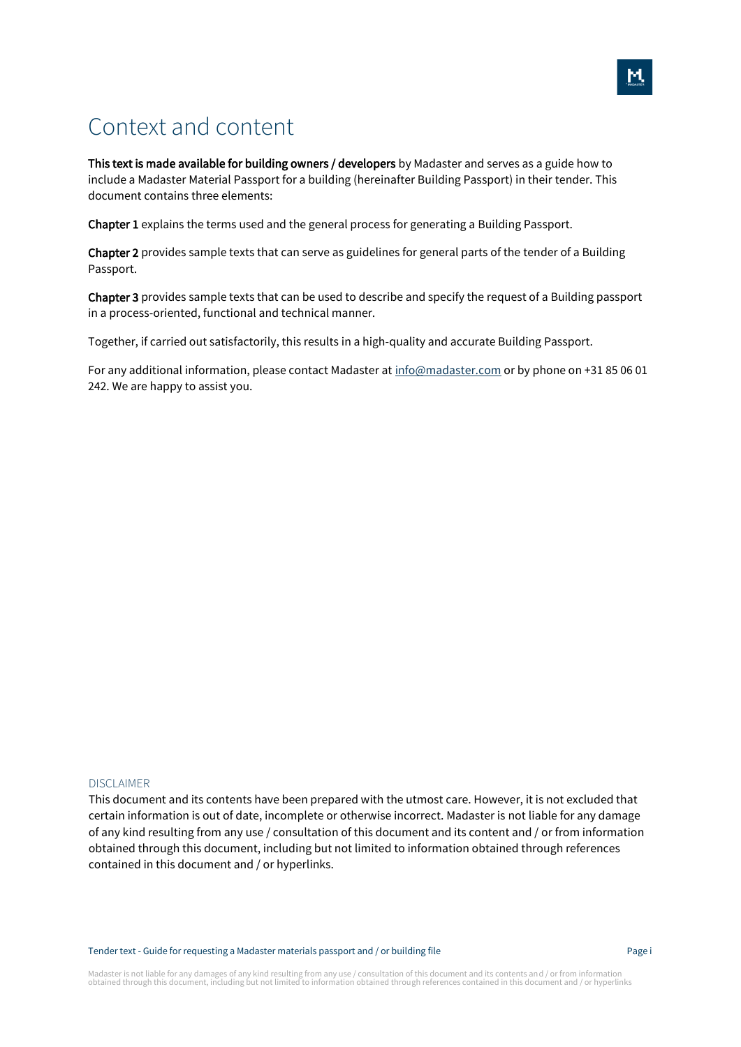# Context and content

**This text is made available for building owners / developers** by Madaster and serves as a guide how to include a Madaster Material Passport for a building (hereinafter Building Passport) in their tender. This document contains three elements:

**Chapter 1** explains the terms used and the general process for generating a Building Passport.

**Chapter 2** provides sample texts that can serve as guidelines for general parts of the tender of a Building Passport.

**Chapter 3** provides sample texts that can be used to describe and specify the request of a Building passport in a process-oriented, functional and technical manner.

Together, if carried out satisfactorily, this results in a high-quality and accurate Building Passport.

For any additional information, please contact Madaster at info@madaster.com or by phone on +31 85 06 01 242. We are happy to assist you.

DISCLAIMER

This document and its contents have been prepared with the utmost care. However, it is not excluded that certain information is out of date, incomplete or otherwise incorrect. Madaster is not liable for any damage of any kind resulting from any use / consultation of this document and its content and / or from information obtained through this document, including but not limited to information obtained through references contained in this document and / or hyperlinks.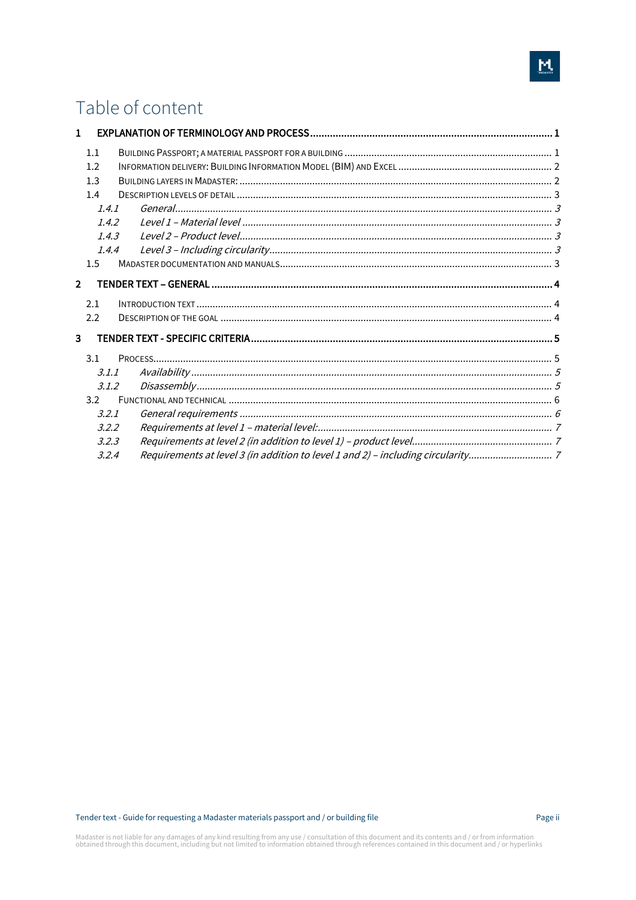# Table of content

**1 EXPLANATION OF TERMINOLOGY AND PROCESS ..... 1**

- 1.1 BUILDING PASSPORT; A MATERIAL PASSPORT FOR A BUILDING ..... 1
- 1.2 INFORMATION DELIVERY: BUILDING INFORMATION MODEL (BIM) AND EXCEL ..... 2
- 1.3 BUILDING LAYERS IN MADASTER: ..... 2
- 1.4 DESCRIPTION LEVELS OF DETAIL ..... 3
  - *1.4.1 General ..... 3*
  - *1.4.2 Level 1 – Material level ..... 3*
  - *1.4.3 Level 2 – Product level ..... 3*
  - *1.4.4 Level 3 – Including circularity ..... 3*
- 1.5 MADASTER DOCUMENTATION AND MANUALS ..... 3

**2 TENDER TEXT – GENERAL ..... 4**

- 2.1 INTRODUCTION TEXT ..... 4
- 2.2 DESCRIPTION OF THE GOAL ..... 4

**3 TENDER TEXT - SPECIFIC CRITERIA ..... 5**

- 3.1 PROCESS ..... 5
  - *3.1.1 Availability ..... 5*
  - *3.1.2 Disassembly ..... 5*
- 3.2 FUNCTIONAL AND TECHNICAL ..... 6
  - *3.2.1 General requirements ..... 6*
  - *3.2.2 Requirements at level 1 – material level: ..... 7*
  - *3.2.3 Requirements at level 2 (in addition to level 1) – product level ..... 7*
  - *3.2.4 Requirements at level 3 (in addition to level 1 and 2) – including circularity ..... 7*

Madaster is not liable for any damages of any kind resulting from any use / consultation of this document and its contents and / or from information obtained through this document, including but not limited to information obtained through references contained in this document and / or hyperlinks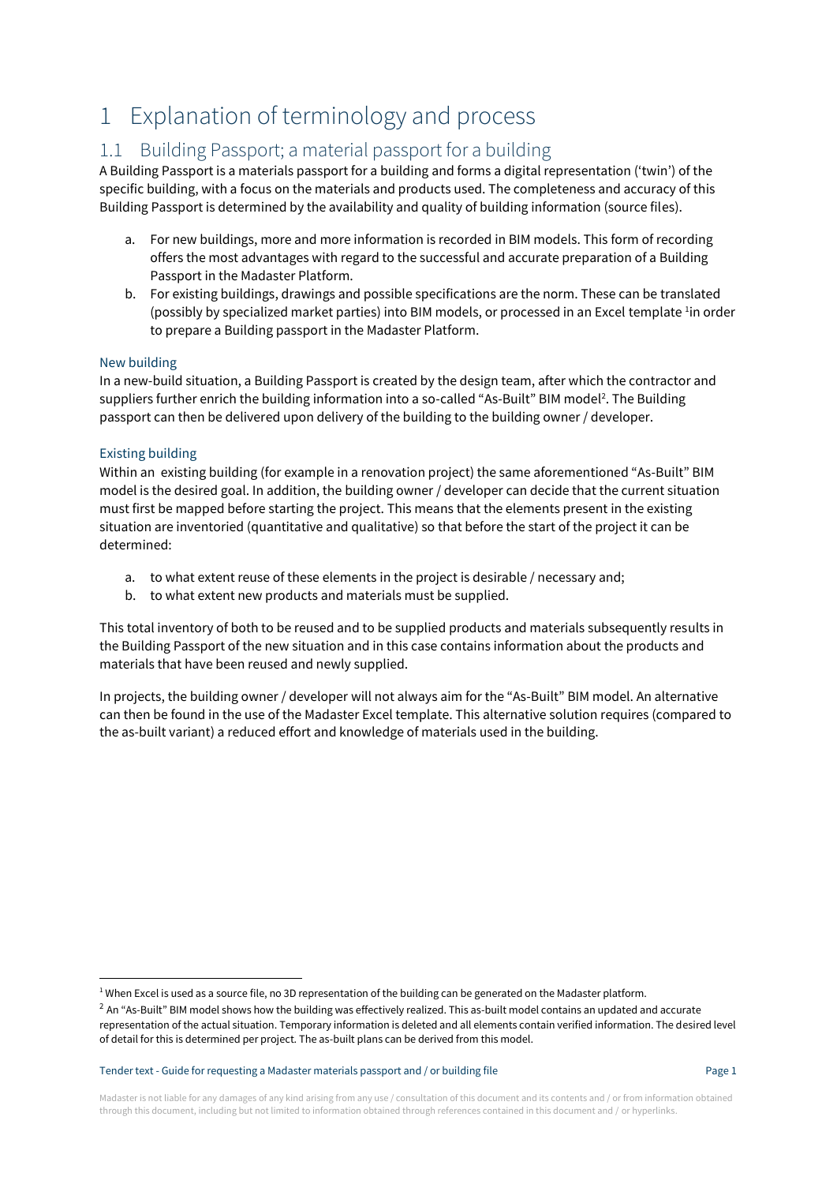# 1 Explanation of terminology and process

## 1.1 Building Passport; a material passport for a building

A Building Passport is a materials passport for a building and forms a digital representation ('twin') of the specific building, with a focus on the materials and products used. The completeness and accuracy of this Building Passport is determined by the availability and quality of building information (source files).

a. For new buildings, more and more information is recorded in BIM models. This form of recording offers the most advantages with regard to the successful and accurate preparation of a Building Passport in the Madaster Platform.
b. For existing buildings, drawings and possible specifications are the norm. These can be translated (possibly by specialized market parties) into BIM models, or processed in an Excel template [1]in order to prepare a Building passport in the Madaster Platform.

### New building

In a new-build situation, a Building Passport is created by the design team, after which the contractor and suppliers further enrich the building information into a so-called "As-Built" BIM model[2]. The Building passport can then be delivered upon delivery of the building to the building owner / developer.

### Existing building

Within an existing building (for example in a renovation project) the same aforementioned "As-Built" BIM model is the desired goal. In addition, the building owner / developer can decide that the current situation must first be mapped before starting the project. This means that the elements present in the existing situation are inventoried (quantitative and qualitative) so that before the start of the project it can be determined:

a. to what extent reuse of these elements in the project is desirable / necessary and;
b. to what extent new products and materials must be supplied.

This total inventory of both to be reused and to be supplied products and materials subsequently results in the Building Passport of the new situation and in this case contains information about the products and materials that have been reused and newly supplied.

In projects, the building owner / developer will not always aim for the "As-Built" BIM model. An alternative can then be found in the use of the Madaster Excel template. This alternative solution requires (compared to the as-built variant) a reduced effort and knowledge of materials used in the building.

---

[1] When Excel is used as a source file, no 3D representation of the building can be generated on the Madaster platform.

[2] An "As-Built" BIM model shows how the building was effectively realized. This as-built model contains an updated and accurate representation of the actual situation. Temporary information is deleted and all elements contain verified information. The desired level of detail for this is determined per project. The as-built plans can be derived from this model.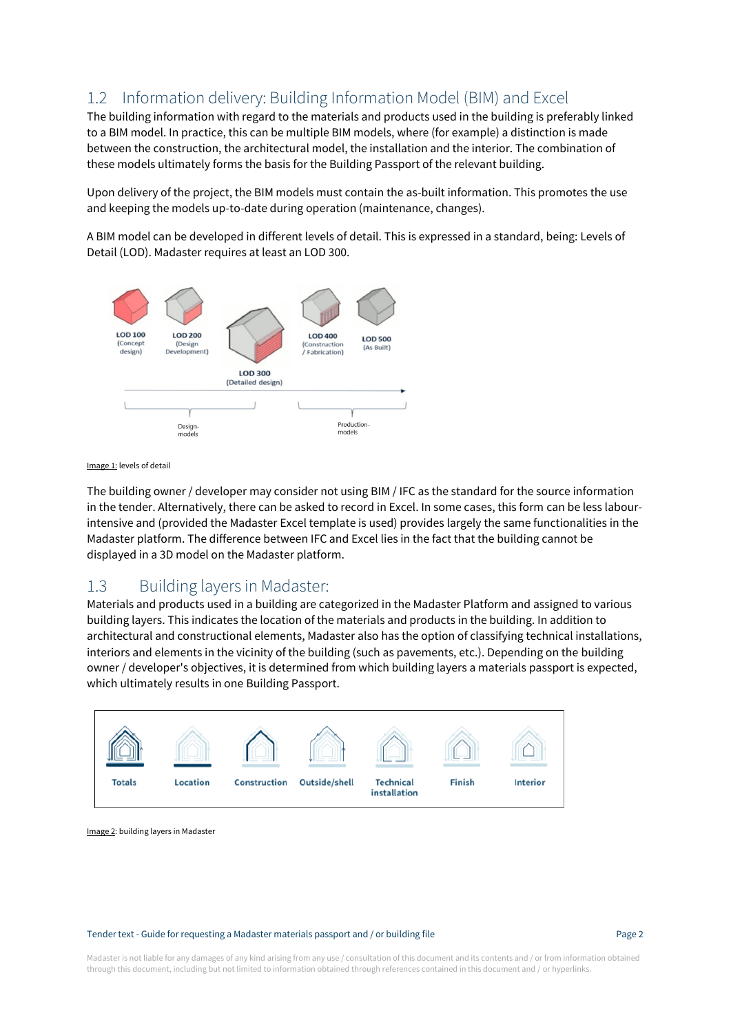## 1.2 Information delivery: Building Information Model (BIM) and Excel

The building information with regard to the materials and products used in the building is preferably linked to a BIM model. In practice, this can be multiple BIM models, where (for example) a distinction is made between the construction, the architectural model, the installation and the interior. The combination of these models ultimately forms the basis for the Building Passport of the relevant building.

Upon delivery of the project, the BIM models must contain the as-built information. This promotes the use and keeping the models up-to-date during operation (maintenance, changes).

A BIM model can be developed in different levels of detail. This is expressed in a standard, being: Levels of Detail (LOD). Madaster requires at least an LOD 300.

LOD 100 (Concept design)
LOD 200 (Design Development)
LOD 300 (Detailed design)
LOD 400 (Construction / Fabrication)
LOD 500 (As Built)
Design-models
Production-models

Image 1: levels of detail

The building owner / developer may consider not using BIM / IFC as the standard for the source information in the tender. Alternatively, there can be asked to record in Excel. In some cases, this form can be less labour-intensive and (provided the Madaster Excel template is used) provides largely the same functionalities in the Madaster platform. The difference between IFC and Excel lies in the fact that the building cannot be displayed in a 3D model on the Madaster platform.

## 1.3 Building layers in Madaster:

Materials and products used in a building are categorized in the Madaster Platform and assigned to various building layers. This indicates the location of the materials and products in the building. In addition to architectural and constructional elements, Madaster also has the option of classifying technical installations, interiors and elements in the vicinity of the building (such as pavements, etc.). Depending on the building owner / developer's objectives, it is determined from which building layers a materials passport is expected, which ultimately results in one Building Passport.

Totals
Location
Construction
Outside/shell
Technical installation
Finish
Interior

Image 2: building layers in Madaster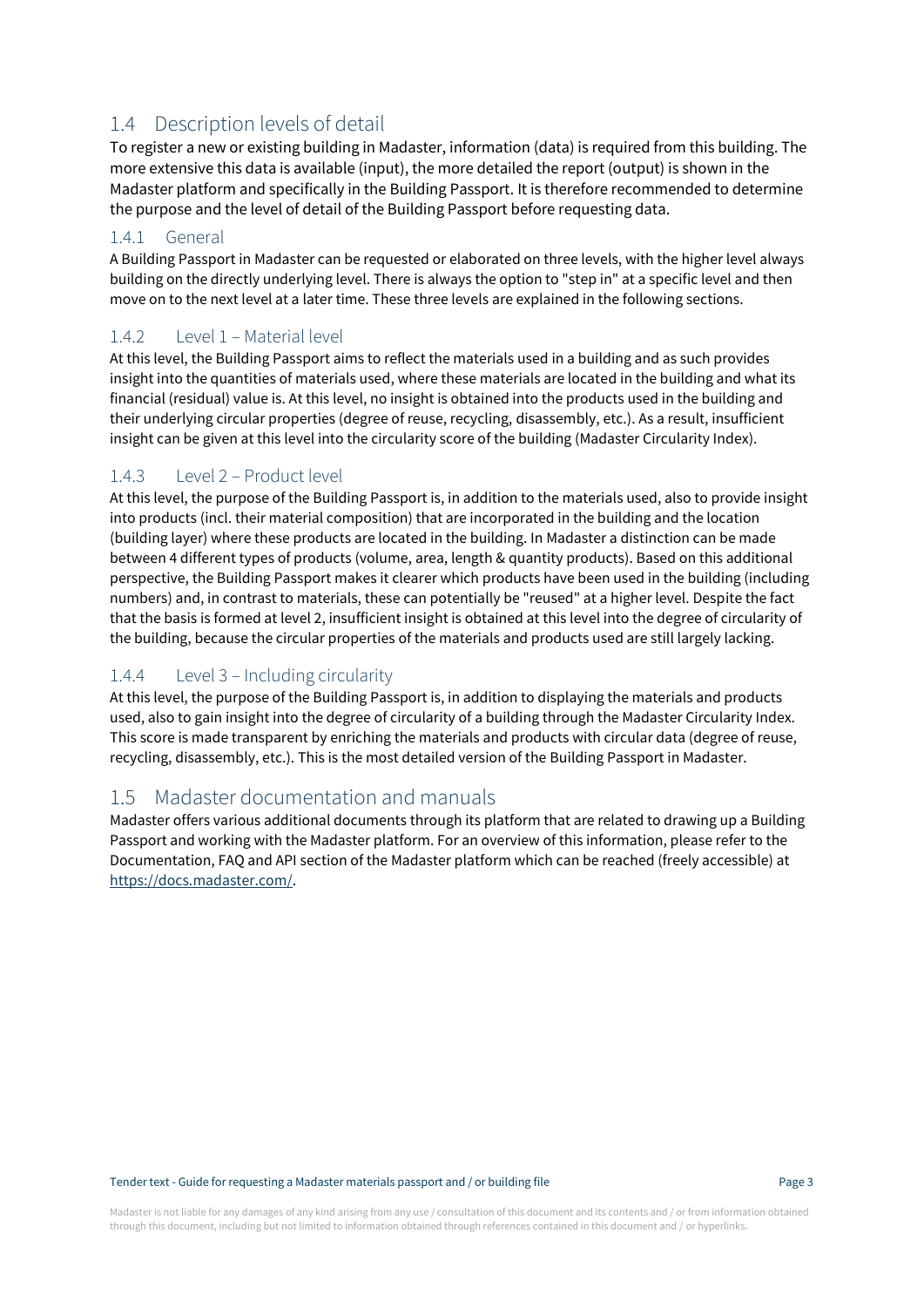## 1.4 Description levels of detail

To register a new or existing building in Madaster, information (data) is required from this building. The more extensive this data is available (input), the more detailed the report (output) is shown in the Madaster platform and specifically in the Building Passport. It is therefore recommended to determine the purpose and the level of detail of the Building Passport before requesting data.

### 1.4.1 General

A Building Passport in Madaster can be requested or elaborated on three levels, with the higher level always building on the directly underlying level. There is always the option to "step in" at a specific level and then move on to the next level at a later time. These three levels are explained in the following sections.

### 1.4.2 Level 1 – Material level

At this level, the Building Passport aims to reflect the materials used in a building and as such provides insight into the quantities of materials used, where these materials are located in the building and what its financial (residual) value is. At this level, no insight is obtained into the products used in the building and their underlying circular properties (degree of reuse, recycling, disassembly, etc.). As a result, insufficient insight can be given at this level into the circularity score of the building (Madaster Circularity Index).

### 1.4.3 Level 2 – Product level

At this level, the purpose of the Building Passport is, in addition to the materials used, also to provide insight into products (incl. their material composition) that are incorporated in the building and the location (building layer) where these products are located in the building. In Madaster a distinction can be made between 4 different types of products (volume, area, length & quantity products). Based on this additional perspective, the Building Passport makes it clearer which products have been used in the building (including numbers) and, in contrast to materials, these can potentially be "reused" at a higher level. Despite the fact that the basis is formed at level 2, insufficient insight is obtained at this level into the degree of circularity of the building, because the circular properties of the materials and products used are still largely lacking.

### 1.4.4 Level 3 – Including circularity

At this level, the purpose of the Building Passport is, in addition to displaying the materials and products used, also to gain insight into the degree of circularity of a building through the Madaster Circularity Index. This score is made transparent by enriching the materials and products with circular data (degree of reuse, recycling, disassembly, etc.). This is the most detailed version of the Building Passport in Madaster.

## 1.5 Madaster documentation and manuals

Madaster offers various additional documents through its platform that are related to drawing up a Building Passport and working with the Madaster platform. For an overview of this information, please refer to the Documentation, FAQ and API section of the Madaster platform which can be reached (freely accessible) at https://docs.madaster.com/.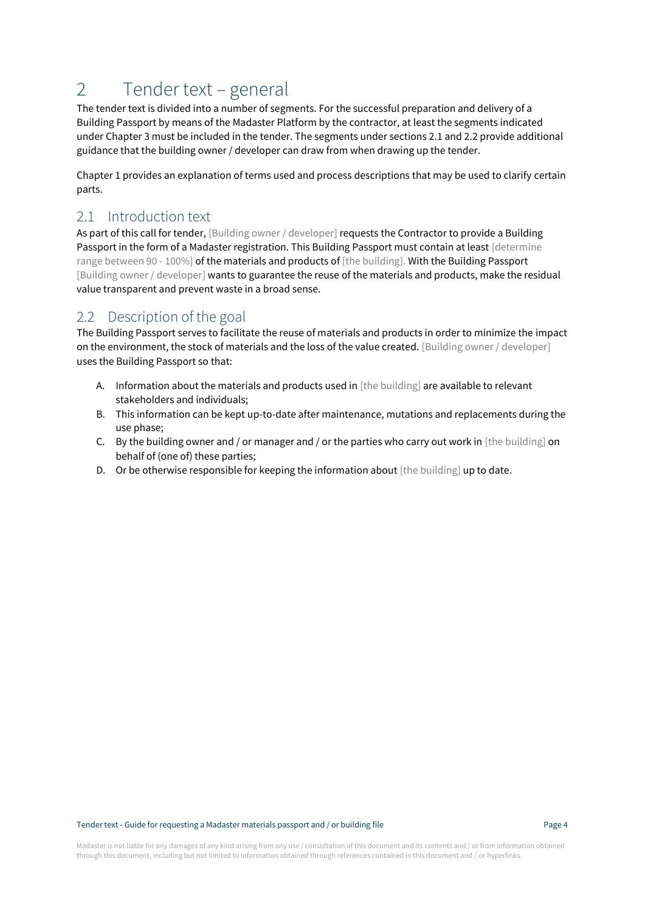# 2 Tender text – general

The tender text is divided into a number of segments. For the successful preparation and delivery of a Building Passport by means of the Madaster Platform by the contractor, at least the segments indicated under Chapter 3 must be included in the tender. The segments under sections 2.1 and 2.2 provide additional guidance that the building owner / developer can draw from when drawing up the tender.

Chapter 1 provides an explanation of terms used and process descriptions that may be used to clarify certain parts.

## 2.1 Introduction text

As part of this call for tender, [Building owner / developer] requests the Contractor to provide a Building Passport in the form of a Madaster registration. This Building Passport must contain at least [determine range between 90 - 100%] of the materials and products of [the building]. With the Building Passport [Building owner / developer] wants to guarantee the reuse of the materials and products, make the residual value transparent and prevent waste in a broad sense.

## 2.2 Description of the goal

The Building Passport serves to facilitate the reuse of materials and products in order to minimize the impact on the environment, the stock of materials and the loss of the value created. [Building owner / developer] uses the Building Passport so that:

A. Information about the materials and products used in [the building] are available to relevant stakeholders and individuals;
B. This information can be kept up-to-date after maintenance, mutations and replacements during the use phase;
C. By the building owner and / or manager and / or the parties who carry out work in [the building] on behalf of (one of) these parties;
D. Or be otherwise responsible for keeping the information about [the building] up to date.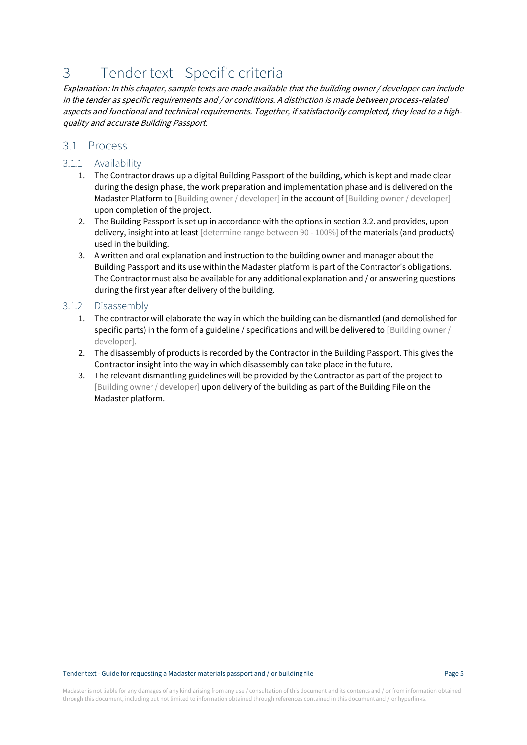# 3 Tender text - Specific criteria

*Explanation: In this chapter, sample texts are made available that the building owner / developer can include in the tender as specific requirements and / or conditions. A distinction is made between process-related aspects and functional and technical requirements. Together, if satisfactorily completed, they lead to a high-quality and accurate Building Passport.*

## 3.1 Process

### 3.1.1 Availability

1. The Contractor draws up a digital Building Passport of the building, which is kept and made clear during the design phase, the work preparation and implementation phase and is delivered on the Madaster Platform to [Building owner / developer] in the account of [Building owner / developer] upon completion of the project.
2. The Building Passport is set up in accordance with the options in section 3.2. and provides, upon delivery, insight into at least [determine range between 90 - 100%] of the materials (and products) used in the building.
3. A written and oral explanation and instruction to the building owner and manager about the Building Passport and its use within the Madaster platform is part of the Contractor's obligations. The Contractor must also be available for any additional explanation and / or answering questions during the first year after delivery of the building.

### 3.1.2 Disassembly

1. The contractor will elaborate the way in which the building can be dismantled (and demolished for specific parts) in the form of a guideline / specifications and will be delivered to [Building owner / developer].
2. The disassembly of products is recorded by the Contractor in the Building Passport. This gives the Contractor insight into the way in which disassembly can take place in the future.
3. The relevant dismantling guidelines will be provided by the Contractor as part of the project to [Building owner / developer] upon delivery of the building as part of the Building File on the Madaster platform.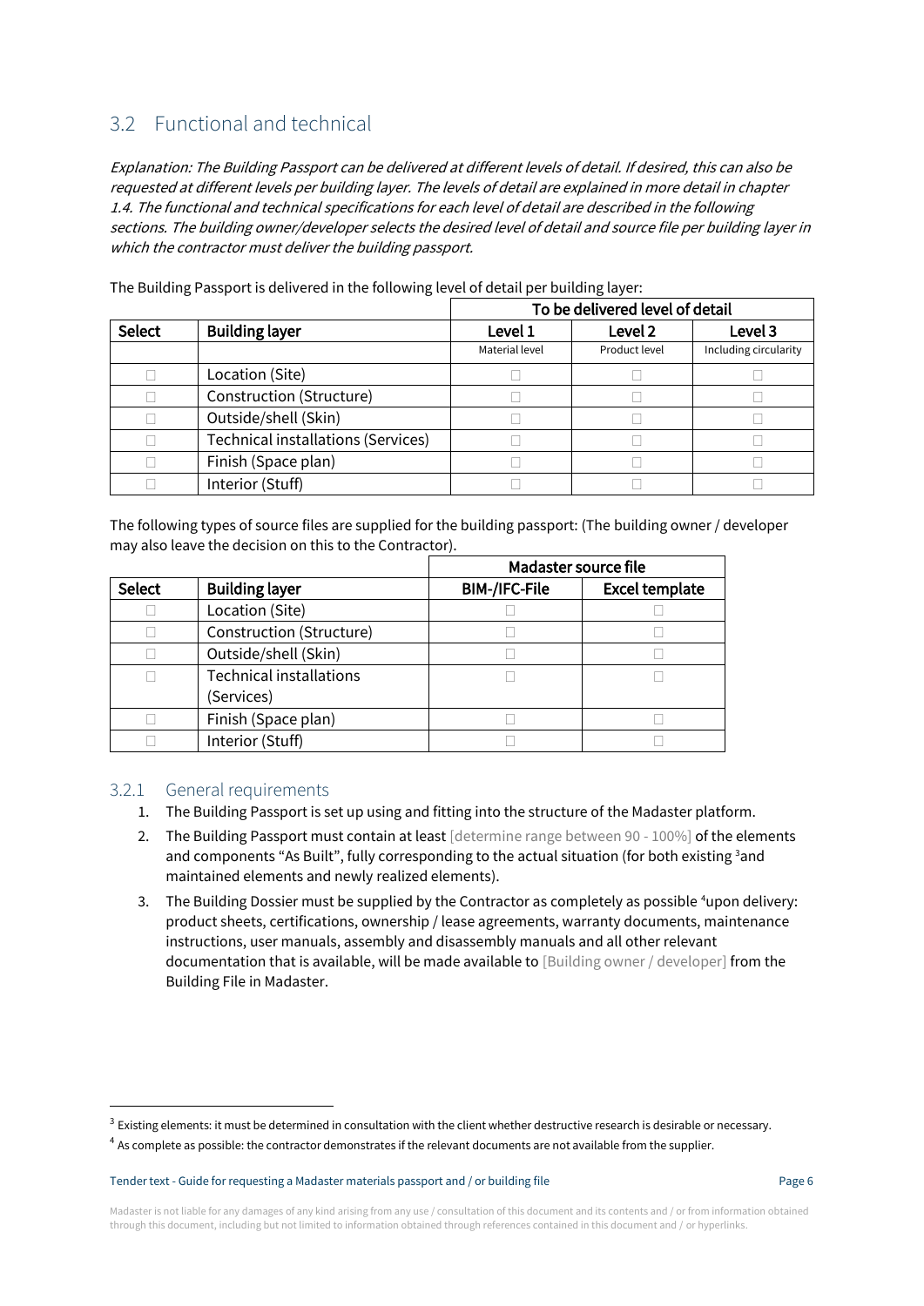## 3.2 Functional and technical

*Explanation: The Building Passport can be delivered at different levels of detail. If desired, this can also be requested at different levels per building layer. The levels of detail are explained in more detail in chapter 1.4. The functional and technical specifications for each level of detail are described in the following sections. The building owner/developer selects the desired level of detail and source file per building layer in which the contractor must deliver the building passport.*

The Building Passport is delivered in the following level of detail per building layer:

| | | To be delivered level of detail | | |
|---|---|---|---|---|
| **Select** | **Building layer** | **Level 1** | **Level 2** | **Level 3** |
| | | Material level | Product level | Including circularity |
| ☐ | Location (Site) | ☐ | ☐ | ☐ |
| ☐ | Construction (Structure) | ☐ | ☐ | ☐ |
| ☐ | Outside/shell (Skin) | ☐ | ☐ | ☐ |
| ☐ | Technical installations (Services) | ☐ | ☐ | ☐ |
| ☐ | Finish (Space plan) | ☐ | ☐ | ☐ |
| ☐ | Interior (Stuff) | ☐ | ☐ | ☐ |

The following types of source files are supplied for the building passport: (The building owner / developer may also leave the decision on this to the Contractor).

| | | Madaster source file | |
|---|---|---|---|
| **Select** | **Building layer** | **BIM-/IFC-File** | **Excel template** |
| ☐ | Location (Site) | ☐ | ☐ |
| ☐ | Construction (Structure) | ☐ | ☐ |
| ☐ | Outside/shell (Skin) | ☐ | ☐ |
| ☐ | Technical installations (Services) | ☐ | ☐ |
| ☐ | Finish (Space plan) | ☐ | ☐ |
| ☐ | Interior (Stuff) | ☐ | ☐ |

### 3.2.1 General requirements

1. The Building Passport is set up using and fitting into the structure of the Madaster platform.
2. The Building Passport must contain at least [determine range between 90 - 100%] of the elements and components "As Built", fully corresponding to the actual situation (for both existing [3] and maintained elements and newly realized elements).
3. The Building Dossier must be supplied by the Contractor as completely as possible [4] upon delivery: product sheets, certifications, ownership / lease agreements, warranty documents, maintenance instructions, user manuals, assembly and disassembly manuals and all other relevant documentation that is available, will be made available to [Building owner / developer] from the Building File in Madaster.

[3] Existing elements: it must be determined in consultation with the client whether destructive research is desirable or necessary.

[4] As complete as possible: the contractor demonstrates if the relevant documents are not available from the supplier.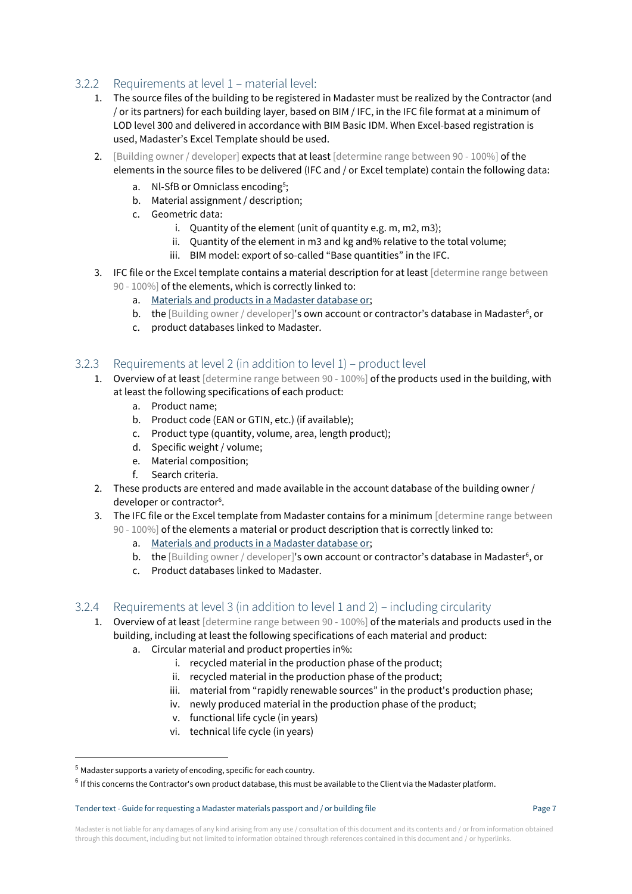### 3.2.2 Requirements at level 1 – material level:

1. The source files of the building to be registered in Madaster must be realized by the Contractor (and / or its partners) for each building layer, based on BIM / IFC, in the IFC file format at a minimum of LOD level 300 and delivered in accordance with BIM Basic IDM. When Excel-based registration is used, Madaster's Excel Template should be used.
2. [Building owner / developer] expects that at least [determine range between 90 - 100%] of the elements in the source files to be delivered (IFC and / or Excel template) contain the following data:
   a. Nl-SfB or Omniclass encoding[5];
   b. Material assignment / description;
   c. Geometric data:
      i. Quantity of the element (unit of quantity e.g. m, m2, m3);
      ii. Quantity of the element in m3 and kg and% relative to the total volume;
      iii. BIM model: export of so-called "Base quantities" in the IFC.
3. IFC file or the Excel template contains a material description for at least [determine range between 90 - 100%] of the elements, which is correctly linked to:
   a. Materials and products in a Madaster database or;
   b. the [Building owner / developer]'s own account or contractor's database in Madaster[6], or
   c. product databases linked to Madaster.

### 3.2.3 Requirements at level 2 (in addition to level 1) – product level

1. Overview of at least [determine range between 90 - 100%] of the products used in the building, with at least the following specifications of each product:
   a. Product name;
   b. Product code (EAN or GTIN, etc.) (if available);
   c. Product type (quantity, volume, area, length product);
   d. Specific weight / volume;
   e. Material composition;
   f. Search criteria.
2. These products are entered and made available in the account database of the building owner / developer or contractor[6].
3. The IFC file or the Excel template from Madaster contains for a minimum [determine range between 90 - 100%] of the elements a material or product description that is correctly linked to:
   a. Materials and products in a Madaster database or;
   b. the [Building owner / developer]'s own account or contractor's database in Madaster[6], or
   c. Product databases linked to Madaster.

### 3.2.4 Requirements at level 3 (in addition to level 1 and 2) – including circularity

1. Overview of at least [determine range between 90 - 100%] of the materials and products used in the building, including at least the following specifications of each material and product:
   a. Circular material and product properties in%:
      i. recycled material in the production phase of the product;
      ii. recycled material in the production phase of the product;
      iii. material from "rapidly renewable sources" in the product's production phase;
      iv. newly produced material in the production phase of the product;
      v. functional life cycle (in years)
      vi. technical life cycle (in years)

---

[5] Madaster supports a variety of encoding, specific for each country.

[6] If this concerns the Contractor's own product database, this must be available to the Client via the Madaster platform.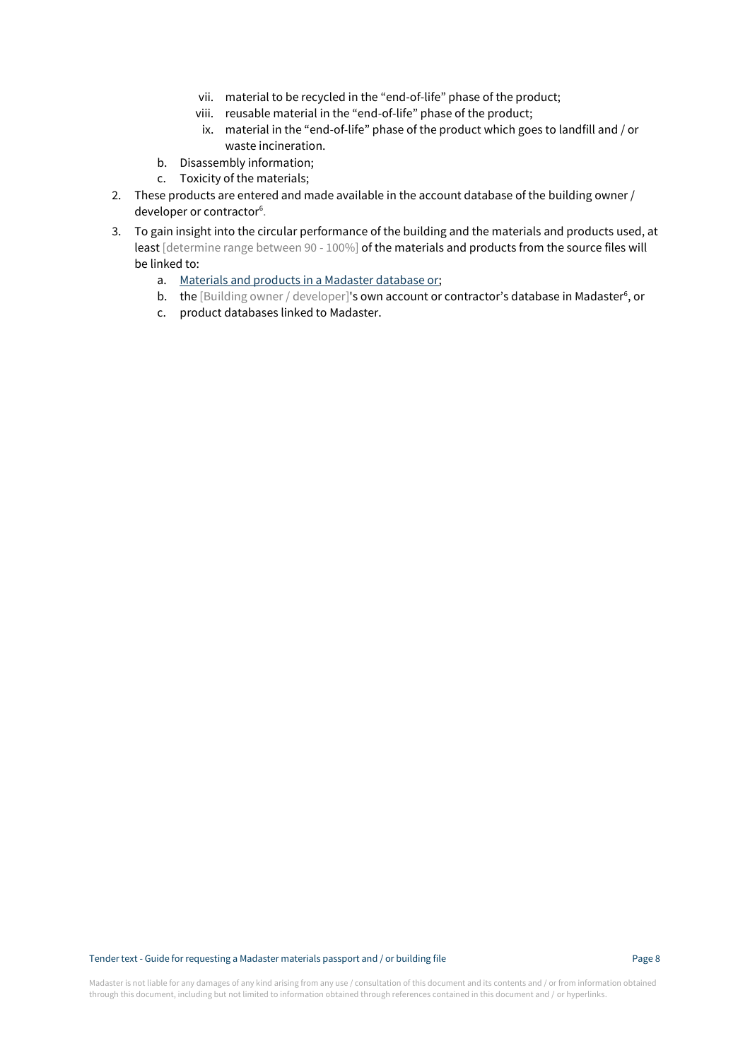- vii. material to be recycled in the "end-of-life" phase of the product;
- viii. reusable material in the "end-of-life" phase of the product;
- ix. material in the "end-of-life" phase of the product which goes to landfill and / or waste incineration.

b. Disassembly information;

c. Toxicity of the materials;

2. These products are entered and made available in the account database of the building owner / developer or contractor[6].
3. To gain insight into the circular performance of the building and the materials and products used, at least [determine range between 90 - 100%] of the materials and products from the source files will be linked to:
   a. Materials and products in a Madaster database or;
   b. the [Building owner / developer]'s own account or contractor's database in Madaster[6], or
   c. product databases linked to Madaster.

Madaster is not liable for any damages of any kind arising from any use / consultation of this document and its contents and / or from information obtained through this document, including but not limited to information obtained through references contained in this document and / or hyperlinks.